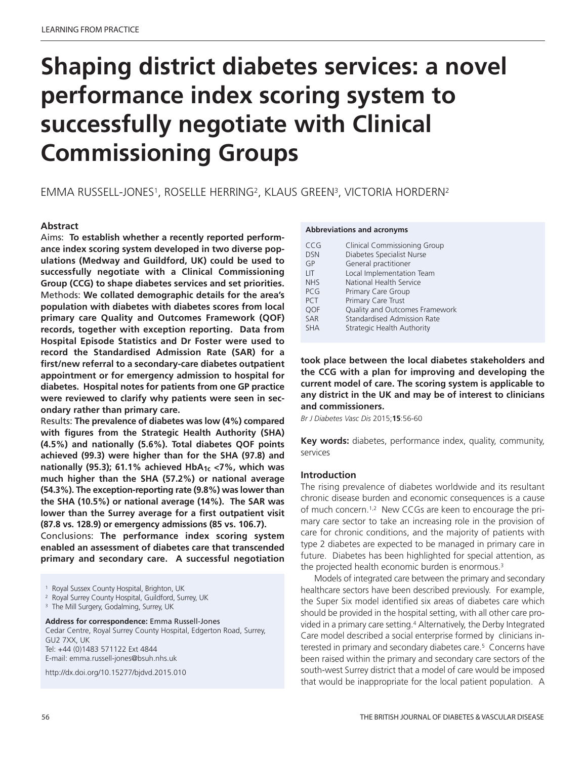LEARNING FROM PRACTICE

# Shaping district diabetes services: a novel performance index scoring system to successfully negotiate with Clinical Commissioning Groups

EMMA RUSSELL-JONES[1], ROSELLE HERRING[2], KLAUS GREEN[3], VICTORIA HORDERN[2]

## Abstract

Aims: **To establish whether a recently reported performance index scoring system developed in two diverse populations (Medway and Guildford, UK) could be used to successfully negotiate with a Clinical Commissioning Group (CCG) to shape diabetes services and set priorities.**

Methods: **We collated demographic details for the area's population with diabetes with diabetes scores from local primary care Quality and Outcomes Framework (QOF) records, together with exception reporting. Data from Hospital Episode Statistics and Dr Foster were used to record the Standardised Admission Rate (SAR) for a first/new referral to a secondary-care diabetes outpatient appointment or for emergency admission to hospital for diabetes. Hospital notes for patients from one GP practice were reviewed to clarify why patients were seen in secondary rather than primary care.**

Results: **The prevalence of diabetes was low (4%) compared with figures from the Strategic Health Authority (SHA) (4.5%) and nationally (5.6%). Total diabetes QOF points achieved (99.3) were higher than for the SHA (97.8) and nationally (95.3); 61.1% achieved $HbA_{1c}$ <7%, which was much higher than the SHA (57.2%) or national average (54.3%). The exception-reporting rate (9.8%) was lower than the SHA (10.5%) or national average (14%). The SAR was lower than the Surrey average for a first outpatient visit (87.8 vs. 128.9) or emergency admissions (85 vs. 106.7).**

Conclusions: **The performance index scoring system enabled an assessment of diabetes care that transcended primary and secondary care. A successful negotiation took place between the local diabetes stakeholders and the CCG with a plan for improving and developing the current model of care. The scoring system is applicable to any district in the UK and may be of interest to clinicians and commissioners.**

*Br J Diabetes Vasc Dis* 2015;**15**:56-60

**Key words:** diabetes, performance index, quality, community, services

[1] Royal Sussex County Hospital, Brighton, UK
[2] Royal Surrey County Hospital, Guildford, Surrey, UK
[3] The Mill Surgery, Godalming, Surrey, UK

**Address for correspondence:** Emma Russell-Jones
Cedar Centre, Royal Surrey County Hospital, Edgerton Road, Surrey, GU2 7XX, UK
Tel: +44 (0)1483 571122 Ext 4844
E-mail: emma.russell-jones@bsuh.nhs.uk

http://dx.doi.org/10.15277/bjdvd.2015.010

**Abbreviations and acronyms**

| | |
|---|---|
| CCG | Clinical Commissioning Group |
| DSN | Diabetes Specialist Nurse |
| GP | General practitioner |
| LIT | Local Implementation Team |
| NHS | National Health Service |
| PCG | Primary Care Group |
| PCT | Primary Care Trust |
| QOF | Quality and Outcomes Framework |
| SAR | Standardised Admission Rate |
| SHA | Strategic Health Authority |

## Introduction

The rising prevalence of diabetes worldwide and its resultant chronic disease burden and economic consequences is a cause of much concern.[1,2] New CCGs are keen to encourage the primary care sector to take an increasing role in the provision of care for chronic conditions, and the majority of patients with type 2 diabetes are expected to be managed in primary care in future. Diabetes has been highlighted for special attention, as the projected health economic burden is enormous.[3]

Models of integrated care between the primary and secondary healthcare sectors have been described previously. For example, the Super Six model identified six areas of diabetes care which should be provided in the hospital setting, with all other care provided in a primary care setting.[4] Alternatively, the Derby Integrated Care model described a social enterprise formed by clinicians interested in primary and secondary diabetes care.[5] Concerns have been raised within the primary and secondary care sectors of the south-west Surrey district that a model of care would be imposed that would be inappropriate for the local patient population. A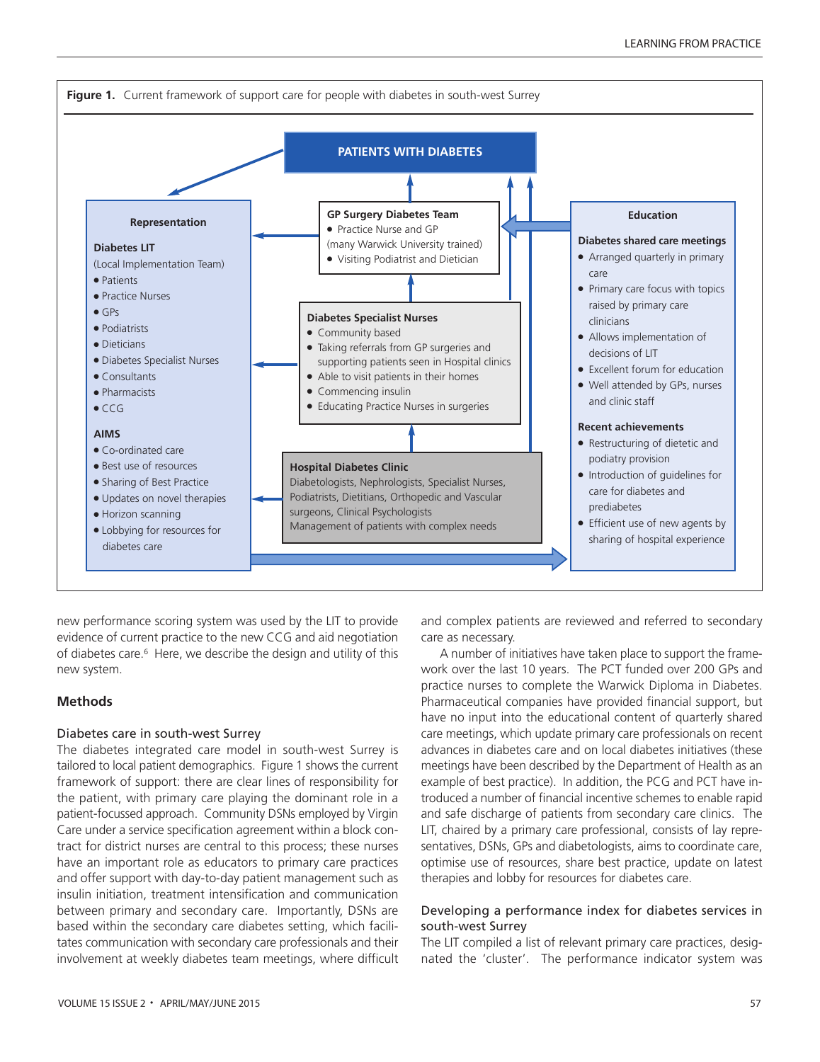**Figure 1.** Current framework of support care for people with diabetes in south-west Surrey

**PATIENTS WITH DIABETES**

**Representation**

**Diabetes LIT**
(Local Implementation Team)
- Patients
- Practice Nurses
- GPs
- Podiatrists
- Dieticians
- Diabetes Specialist Nurses
- Consultants
- Pharmacists
- CCG

**AIMS**
- Co-ordinated care
- Best use of resources
- Sharing of Best Practice
- Updates on novel therapies
- Horizon scanning
- Lobbying for resources for diabetes care

**GP Surgery Diabetes Team**
- Practice Nurse and GP (many Warwick University trained)
- Visiting Podiatrist and Dietician

**Diabetes Specialist Nurses**
- Community based
- Taking referrals from GP surgeries and supporting patients seen in Hospital clinics
- Able to visit patients in their homes
- Commencing insulin
- Educating Practice Nurses in surgeries

**Hospital Diabetes Clinic**
Diabetologists, Nephrologists, Specialist Nurses, Podiatrists, Dietitians, Orthopedic and Vascular surgeons, Clinical Psychologists
Management of patients with complex needs

**Education**

**Diabetes shared care meetings**
- Arranged quarterly in primary care
- Primary care focus with topics raised by primary care clinicians
- Allows implementation of decisions of LIT
- Excellent forum for education
- Well attended by GPs, nurses and clinic staff

**Recent achievements**
- Restructuring of dietetic and podiatry provision
- Introduction of guidelines for care for diabetes and prediabetes
- Efficient use of new agents by sharing of hospital experience

new performance scoring system was used by the LIT to provide evidence of current practice to the new CCG and aid negotiation of diabetes care.[6] Here, we describe the design and utility of this new system.

## Methods

### Diabetes care in south-west Surrey

The diabetes integrated care model in south-west Surrey is tailored to local patient demographics. Figure 1 shows the current framework of support: there are clear lines of responsibility for the patient, with primary care playing the dominant role in a patient-focussed approach. Community DSNs employed by Virgin Care under a service specification agreement within a block contract for district nurses are central to this process; these nurses have an important role as educators to primary care practices and offer support with day-to-day patient management such as insulin initiation, treatment intensification and communication between primary and secondary care. Importantly, DSNs are based within the secondary care diabetes setting, which facilitates communication with secondary care professionals and their involvement at weekly diabetes team meetings, where difficult and complex patients are reviewed and referred to secondary care as necessary.

A number of initiatives have taken place to support the framework over the last 10 years. The PCT funded over 200 GPs and practice nurses to complete the Warwick Diploma in Diabetes. Pharmaceutical companies have provided financial support, but have no input into the educational content of quarterly shared care meetings, which update primary care professionals on recent advances in diabetes care and on local diabetes initiatives (these meetings have been described by the Department of Health as an example of best practice). In addition, the PCG and PCT have introduced a number of financial incentive schemes to enable rapid and safe discharge of patients from secondary care clinics. The LIT, chaired by a primary care professional, consists of lay representatives, DSNs, GPs and diabetologists, aims to coordinate care, optimise use of resources, share best practice, update on latest therapies and lobby for resources for diabetes care.

### Developing a performance index for diabetes services in south-west Surrey

The LIT compiled a list of relevant primary care practices, designated the 'cluster'. The performance indicator system was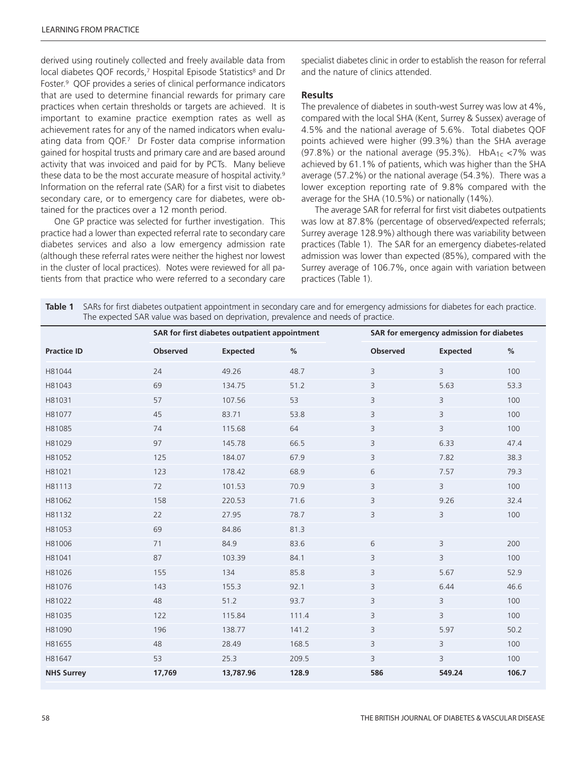derived using routinely collected and freely available data from local diabetes QOF records,[7] Hospital Episode Statistics[8] and Dr Foster.[9] QOF provides a series of clinical performance indicators that are used to determine financial rewards for primary care practices when certain thresholds or targets are achieved. It is important to examine practice exemption rates as well as achievement rates for any of the named indicators when evaluating data from QOF.[7] Dr Foster data comprise information gained for hospital trusts and primary care and are based around activity that was invoiced and paid for by PCTs. Many believe these data to be the most accurate measure of hospital activity.[9] Information on the referral rate (SAR) for a first visit to diabetes secondary care, or to emergency care for diabetes, were obtained for the practices over a 12 month period.

One GP practice was selected for further investigation. This practice had a lower than expected referral rate to secondary care diabetes services and also a low emergency admission rate (although these referral rates were neither the highest nor lowest in the cluster of local practices). Notes were reviewed for all patients from that practice who were referred to a secondary care specialist diabetes clinic in order to establish the reason for referral and the nature of clinics attended.

## Results

The prevalence of diabetes in south-west Surrey was low at 4%, compared with the local SHA (Kent, Surrey & Sussex) average of 4.5% and the national average of 5.6%. Total diabetes QOF points achieved were higher (99.3%) than the SHA average (97.8%) or the national average (95.3%). $HbA_{1c}$ <7% was achieved by 61.1% of patients, which was higher than the SHA average (57.2%) or the national average (54.3%). There was a lower exception reporting rate of 9.8% compared with the average for the SHA (10.5%) or nationally (14%).

The average SAR for referral for first visit diabetes outpatients was low at 87.8% (percentage of observed/expected referrals; Surrey average 128.9%) although there was variability between practices (Table 1). The SAR for an emergency diabetes-related admission was lower than expected (85%), compared with the Surrey average of 106.7%, once again with variation between practices (Table 1).

**Table 1** SARs for first diabetes outpatient appointment in secondary care and for emergency admissions for diabetes for each practice. The expected SAR value was based on deprivation, prevalence and needs of practice.

| | SAR for first diabetes outpatient appointment | | | SAR for emergency admission for diabetes | | |
|---|---|---|---|---|---|---|
| **Practice ID** | **Observed** | **Expected** | **%** | **Observed** | **Expected** | **%** |
| H81044 | 24 | 49.26 | 48.7 | 3 | 3 | 100 |
| H81043 | 69 | 134.75 | 51.2 | 3 | 5.63 | 53.3 |
| H81031 | 57 | 107.56 | 53 | 3 | 3 | 100 |
| H81077 | 45 | 83.71 | 53.8 | 3 | 3 | 100 |
| H81085 | 74 | 115.68 | 64 | 3 | 3 | 100 |
| H81029 | 97 | 145.78 | 66.5 | 3 | 6.33 | 47.4 |
| H81052 | 125 | 184.07 | 67.9 | 3 | 7.82 | 38.3 |
| H81021 | 123 | 178.42 | 68.9 | 6 | 7.57 | 79.3 |
| H81113 | 72 | 101.53 | 70.9 | 3 | 3 | 100 |
| H81062 | 158 | 220.53 | 71.6 | 3 | 9.26 | 32.4 |
| H81132 | 22 | 27.95 | 78.7 | 3 | 3 | 100 |
| H81053 | 69 | 84.86 | 81.3 | | | |
| H81006 | 71 | 84.9 | 83.6 | 6 | 3 | 200 |
| H81041 | 87 | 103.39 | 84.1 | 3 | 3 | 100 |
| H81026 | 155 | 134 | 85.8 | 3 | 5.67 | 52.9 |
| H81076 | 143 | 155.3 | 92.1 | 3 | 6.44 | 46.6 |
| H81022 | 48 | 51.2 | 93.7 | 3 | 3 | 100 |
| H81035 | 122 | 115.84 | 111.4 | 3 | 3 | 100 |
| H81090 | 196 | 138.77 | 141.2 | 3 | 5.97 | 50.2 |
| H81655 | 48 | 28.49 | 168.5 | 3 | 3 | 100 |
| H81647 | 53 | 25.3 | 209.5 | 3 | 3 | 100 |
| **NHS Surrey** | **17,769** | **13,787.96** | **128.9** | **586** | **549.24** | **106.7** |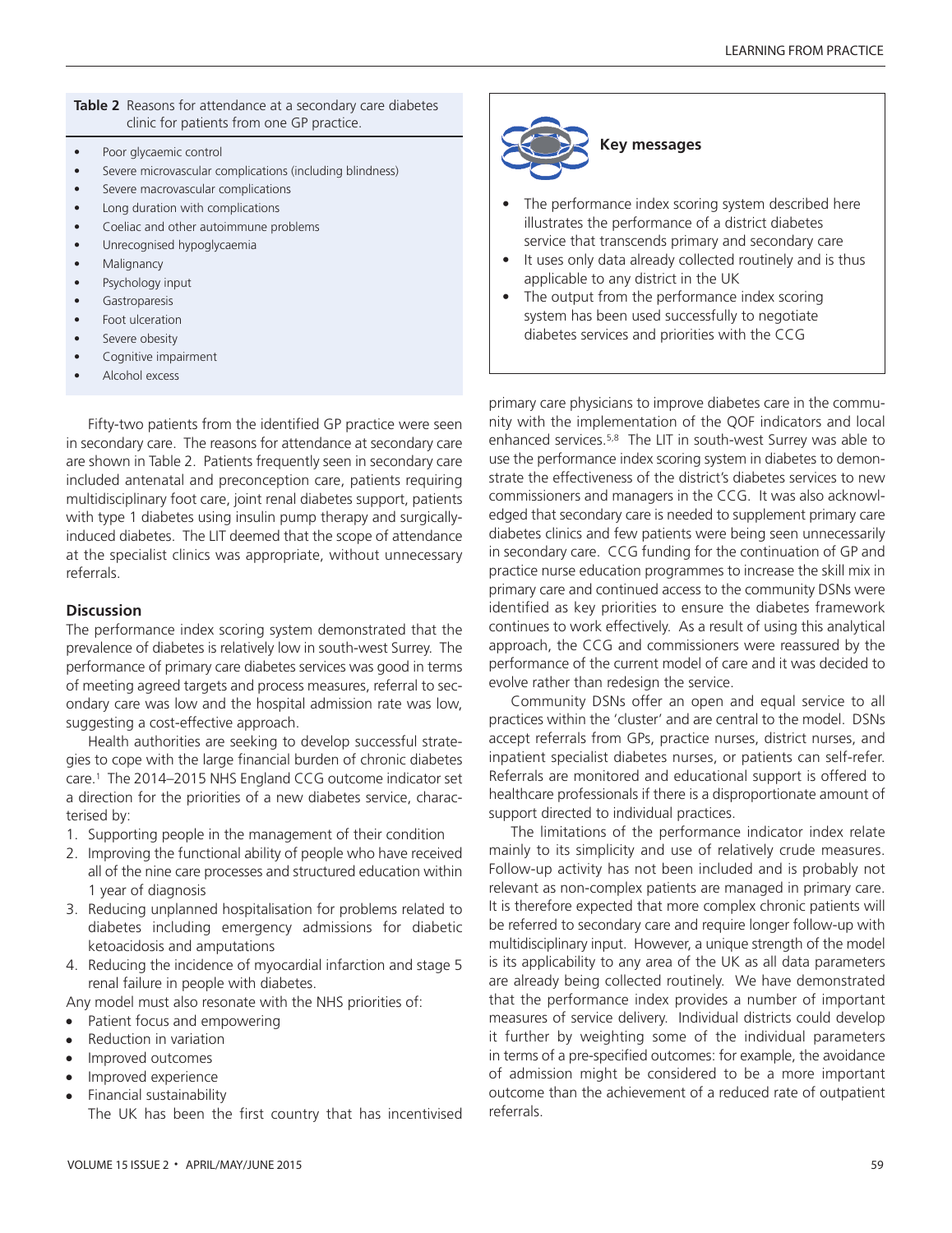**Table 2** Reasons for attendance at a secondary care diabetes clinic for patients from one GP practice.

- Poor glycaemic control
- Severe microvascular complications (including blindness)
- Severe macrovascular complications
- Long duration with complications
- Coeliac and other autoimmune problems
- Unrecognised hypoglycaemia
- Malignancy
- Psychology input
- Gastroparesis
- Foot ulceration
- Severe obesity
- Cognitive impairment
- Alcohol excess

Fifty-two patients from the identified GP practice were seen in secondary care. The reasons for attendance at secondary care are shown in Table 2. Patients frequently seen in secondary care included antenatal and preconception care, patients requiring multidisciplinary foot care, joint renal diabetes support, patients with type 1 diabetes using insulin pump therapy and surgically-induced diabetes. The LIT deemed that the scope of attendance at the specialist clinics was appropriate, without unnecessary referrals.

## Discussion

The performance index scoring system demonstrated that the prevalence of diabetes is relatively low in south-west Surrey. The performance of primary care diabetes services was good in terms of meeting agreed targets and process measures, referral to secondary care was low and the hospital admission rate was low, suggesting a cost-effective approach.

Health authorities are seeking to develop successful strategies to cope with the large financial burden of chronic diabetes care.[1] The 2014–2015 NHS England CCG outcome indicator set a direction for the priorities of a new diabetes service, characterised by:

1. Supporting people in the management of their condition
2. Improving the functional ability of people who have received all of the nine care processes and structured education within 1 year of diagnosis
3. Reducing unplanned hospitalisation for problems related to diabetes including emergency admissions for diabetic ketoacidosis and amputations
4. Reducing the incidence of myocardial infarction and stage 5 renal failure in people with diabetes.

Any model must also resonate with the NHS priorities of:

- Patient focus and empowering
- Reduction in variation
- Improved outcomes
- Improved experience
- Financial sustainability

The UK has been the first country that has incentivised primary care physicians to improve diabetes care in the community with the implementation of the QOF indicators and local enhanced services.[5,8] The LIT in south-west Surrey was able to use the performance index scoring system in diabetes to demonstrate the effectiveness of the district's diabetes services to new commissioners and managers in the CCG. It was also acknowledged that secondary care is needed to supplement primary care diabetes clinics and few patients were being seen unnecessarily in secondary care. CCG funding for the continuation of GP and practice nurse education programmes to increase the skill mix in primary care and continued access to the community DSNs were identified as key priorities to ensure the diabetes framework continues to work effectively. As a result of using this analytical approach, the CCG and commissioners were reassured by the performance of the current model of care and it was decided to evolve rather than redesign the service.

Community DSNs offer an open and equal service to all practices within the 'cluster' and are central to the model. DSNs accept referrals from GPs, practice nurses, district nurses, and inpatient specialist diabetes nurses, or patients can self-refer. Referrals are monitored and educational support is offered to healthcare professionals if there is a disproportionate amount of support directed to individual practices.

The limitations of the performance indicator index relate mainly to its simplicity and use of relatively crude measures. Follow-up activity has not been included and is probably not relevant as non-complex patients are managed in primary care. It is therefore expected that more complex chronic patients will be referred to secondary care and require longer follow-up with multidisciplinary input. However, a unique strength of the model is its applicability to any area of the UK as all data parameters are already being collected routinely. We have demonstrated that the performance index provides a number of important measures of service delivery. Individual districts could develop it further by weighting some of the individual parameters in terms of a pre-specified outcomes: for example, the avoidance of admission might be considered to be a more important outcome than the achievement of a reduced rate of outpatient referrals.

**Key messages**

- The performance index scoring system described here illustrates the performance of a district diabetes service that transcends primary and secondary care
- It uses only data already collected routinely and is thus applicable to any district in the UK
- The output from the performance index scoring system has been used successfully to negotiate diabetes services and priorities with the CCG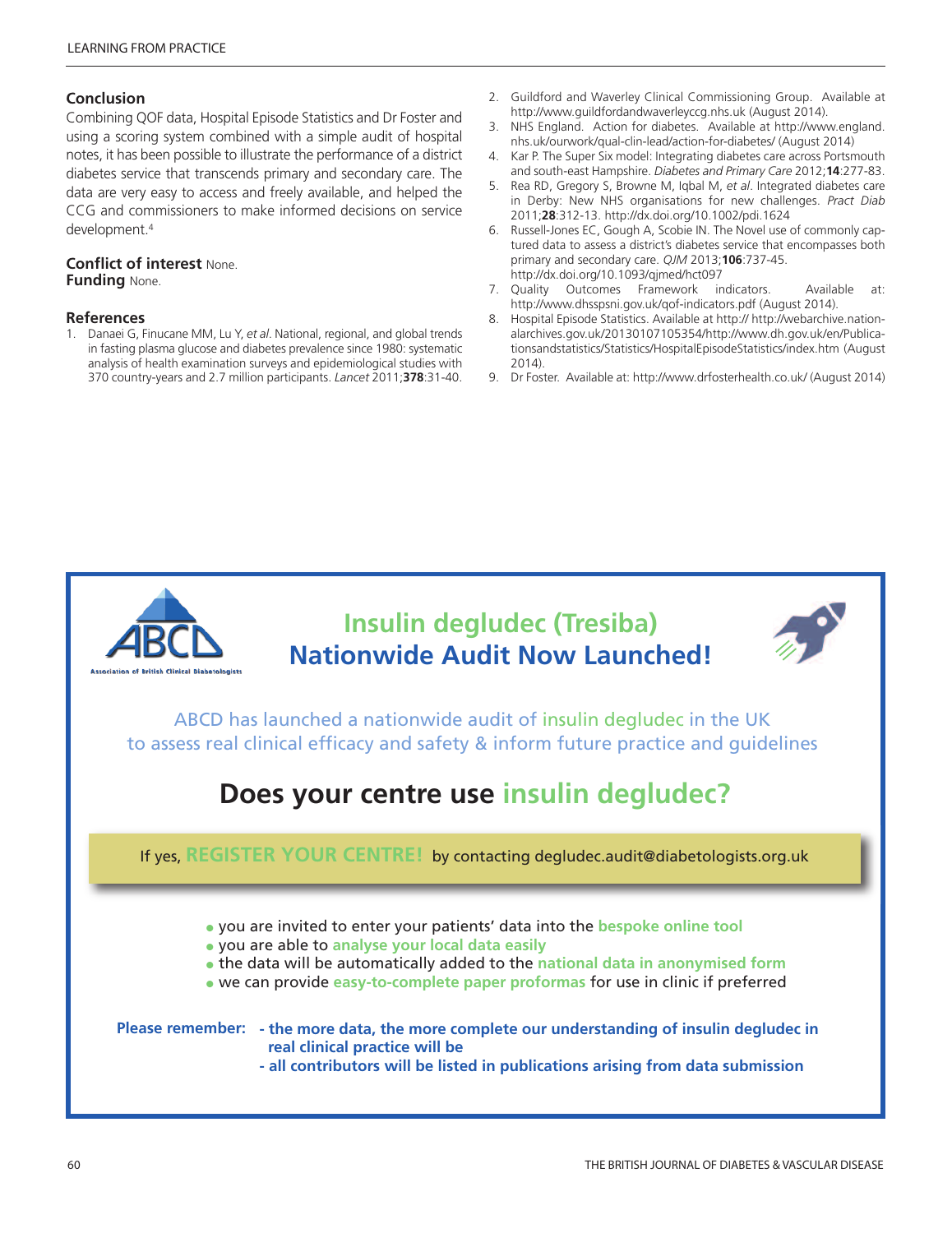## Conclusion

Combining QOF data, Hospital Episode Statistics and Dr Foster and using a scoring system combined with a simple audit of hospital notes, it has been possible to illustrate the performance of a district diabetes service that transcends primary and secondary care. The data are very easy to access and freely available, and helped the CCG and commissioners to make informed decisions on service development.[4]

**Conflict of interest** None.
**Funding** None.

## References

1. Danaei G, Finucane MM, Lu Y, *et al*. National, regional, and global trends in fasting plasma glucose and diabetes prevalence since 1980: systematic analysis of health examination surveys and epidemiological studies with 370 country-years and 2.7 million participants. *Lancet* 2011;**378**:31-40.
2. Guildford and Waverley Clinical Commissioning Group. Available at http://www.guildfordandwaverleyccg.nhs.uk (August 2014).
3. NHS England. Action for diabetes. Available at http://www.england.nhs.uk/ourwork/qual-clin-lead/action-for-diabetes/ (August 2014)
4. Kar P. The Super Six model: Integrating diabetes care across Portsmouth and south-east Hampshire. *Diabetes and Primary Care* 2012;**14**:277-83.
5. Rea RD, Gregory S, Browne M, Iqbal M, *et al*. Integrated diabetes care in Derby: New NHS organisations for new challenges. *Pract Diab* 2011;**28**:312-13. http://dx.doi.org/10.1002/pdi.1624
6. Russell-Jones EC, Gough A, Scobie IN. The Novel use of commonly captured data to assess a district's diabetes service that encompasses both primary and secondary care. *QJM* 2013;**106**:737-45. http://dx.doi.org/10.1093/qjmed/hct097
7. Quality Outcomes Framework indicators. Available at: http://www.dhsspsni.gov.uk/qof-indicators.pdf (August 2014).
8. Hospital Episode Statistics. Available at http:// http://webarchive.nationalarchives.gov.uk/20130107105354/http://www.dh.gov.uk/en/Publicationsandstatistics/Statistics/HospitalEpisodeStatistics/index.htm (August 2014).
9. Dr Foster. Available at: http://www.drfosterhealth.co.uk/ (August 2014)

---

ABCD
Association of British Clinical Diabetologists

## Insulin degludec (Tresiba) Nationwide Audit Now Launched!

ABCD has launched a nationwide audit of insulin degludec in the UK to assess real clinical efficacy and safety & inform future practice and guidelines

### Does your centre use insulin degludec?

If yes, **REGISTER YOUR CENTRE!** by contacting degludec.audit@diabetologists.org.uk

- you are invited to enter your patients' data into the **bespoke online tool**
- you are able to **analyse your local data easily**
- the data will be automatically added to the **national data in anonymised form**
- we can provide **easy-to-complete paper proformas** for use in clinic if preferred

**Please remember:**
- **the more data, the more complete our understanding of insulin degludec in real clinical practice will be**
- **all contributors will be listed in publications arising from data submission**